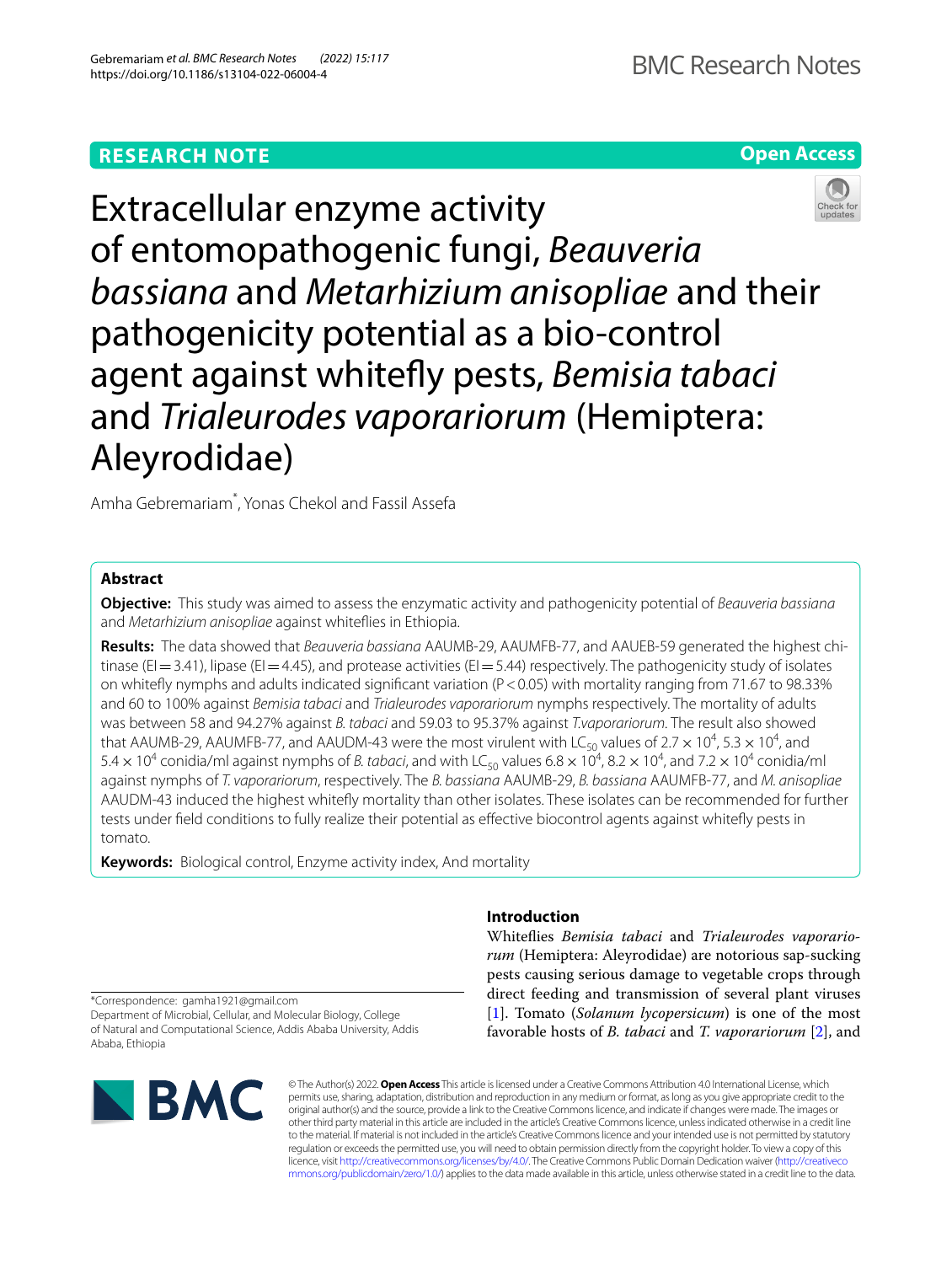RESEARCH NOTE

Open Access

# Extracellular enzyme activity of entomopathogenic fungi, *Beauveria bassiana* and *Metarhizium anisopliae* and their pathogenicity potential as a bio-control agent against whitefly pests, *Bemisia tabaci* and *Trialeurodes vaporariorum* (Hemiptera: Aleyrodidae)

Amha Gebremariam*, Yonas Chekol and Fassil Assefa

## Abstract

**Objective:** This study was aimed to assess the enzymatic activity and pathogenicity potential of *Beauveria bassiana* and *Metarhizium anisopliae* against whiteflies in Ethiopia.

**Results:** The data showed that *Beauveria bassiana* AAUMB-29, AAUMFB-77, and AAUEB-59 generated the highest chitinase (EI = 3.41), lipase (EI = 4.45), and protease activities (EI = 5.44) respectively. The pathogenicity study of isolates on whitefly nymphs and adults indicated significant variation ($P < 0.05$) with mortality ranging from 71.67 to 98.33% and 60 to 100% against *Bemisia tabaci* and *Trialeurodes vaporariorum* nymphs respectively. The mortality of adults was between 58 and 94.27% against *B. tabaci* and 59.03 to 95.37% against *T.vaporariorum*. The result also showed that AAUMB-29, AAUMFB-77, and AAUDM-43 were the most virulent with $LC_{50}$ values of $2.7 \times 10^4$, $5.3 \times 10^4$, and $5.4 \times 10^4$ conidia/ml against nymphs of *B. tabaci*, and with $LC_{50}$ values $6.8 \times 10^4$, $8.2 \times 10^4$, and $7.2 \times 10^4$ conidia/ml against nymphs of *T. vaporariorum*, respectively. The *B. bassiana* AAUMB-29, *B. bassiana* AAUMFB-77, and *M. anisopliae* AAUDM-43 induced the highest whitefly mortality than other isolates. These isolates can be recommended for further tests under field conditions to fully realize their potential as effective biocontrol agents against whitefly pests in tomato.

**Keywords:** Biological control, Enzyme activity index, And mortality

## Introduction

Whiteflies *Bemisia tabaci* and *Trialeurodes vaporariorum* (Hemiptera: Aleyrodidae) are notorious sap-sucking pests causing serious damage to vegetable crops through direct feeding and transmission of several plant viruses [1]. Tomato (*Solanum lycopersicum*) is one of the most favorable hosts of *B. tabaci* and *T. vaporariorum* [2], and

*Correspondence: gamha1921@gmail.com
Department of Microbial, Cellular, and Molecular Biology, College of Natural and Computational Science, Addis Ababa University, Addis Ababa, Ethiopia

© The Author(s) 2022. **Open Access** This article is licensed under a Creative Commons Attribution 4.0 International License, which permits use, sharing, adaptation, distribution and reproduction in any medium or format, as long as you give appropriate credit to the original author(s) and the source, provide a link to the Creative Commons licence, and indicate if changes were made. The images or other third party material in this article are included in the article's Creative Commons licence, unless indicated otherwise in a credit line to the material. If material is not included in the article's Creative Commons licence and your intended use is not permitted by statutory regulation or exceeds the permitted use, you will need to obtain permission directly from the copyright holder. To view a copy of this licence, visit http://creativecommons.org/licenses/by/4.0/. The Creative Commons Public Domain Dedication waiver (http://creativecommons.org/publicdomain/zero/1.0/) applies to the data made available in this article, unless otherwise stated in a credit line to the data.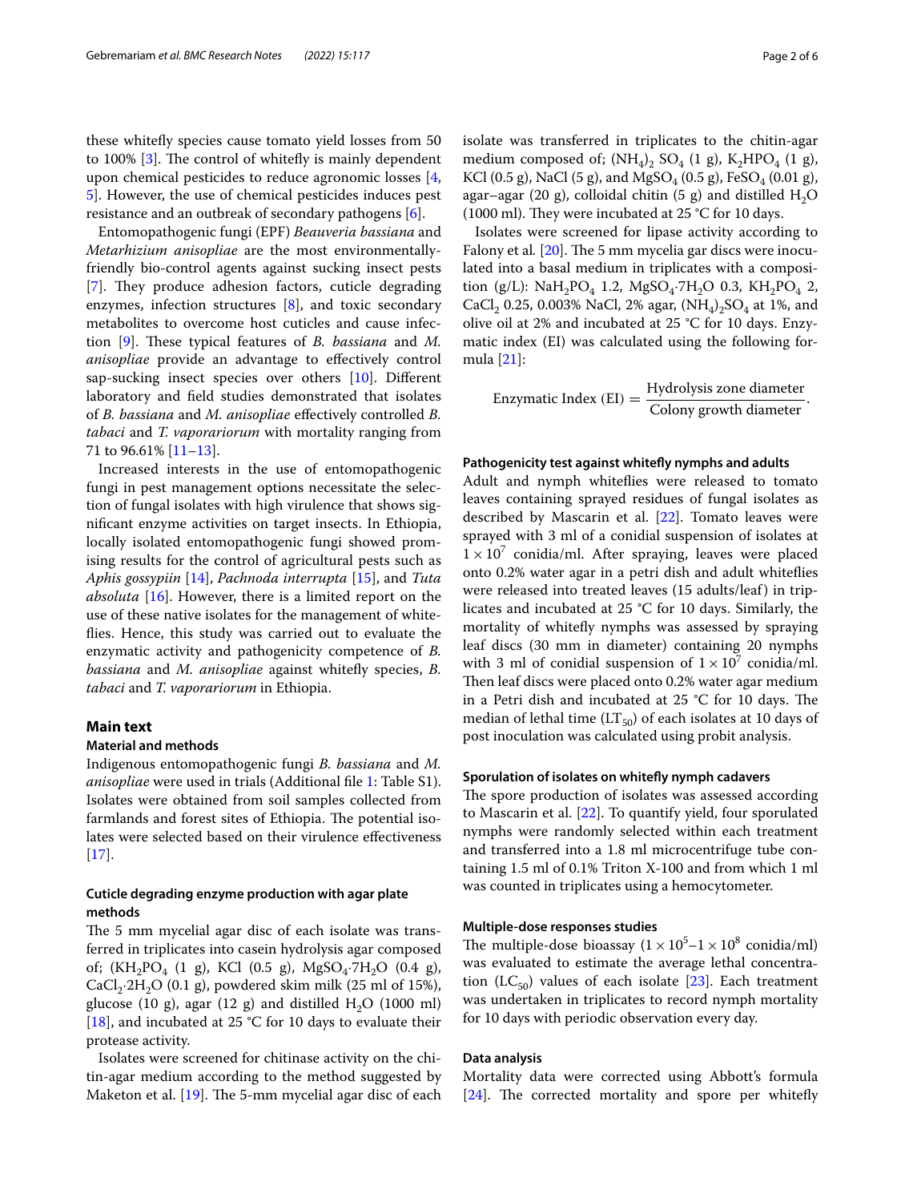these whitefly species cause tomato yield losses from 50 to 100% [3]. The control of whitefly is mainly dependent upon chemical pesticides to reduce agronomic losses [4, 5]. However, the use of chemical pesticides induces pest resistance and an outbreak of secondary pathogens [6].

Entomopathogenic fungi (EPF) *Beauveria bassiana* and *Metarhizium anisopliae* are the most environmentally-friendly bio-control agents against sucking insect pests [7]. They produce adhesion factors, cuticle degrading enzymes, infection structures [8], and toxic secondary metabolites to overcome host cuticles and cause infection [9]. These typical features of *B. bassiana* and *M. anisopliae* provide an advantage to effectively control sap-sucking insect species over others [10]. Different laboratory and field studies demonstrated that isolates of *B. bassiana* and *M. anisopliae* effectively controlled *B. tabaci* and *T. vaporariorum* with mortality ranging from 71 to 96.61% [11–13].

Increased interests in the use of entomopathogenic fungi in pest management options necessitate the selection of fungal isolates with high virulence that shows significant enzyme activities on target insects. In Ethiopia, locally isolated entomopathogenic fungi showed promising results for the control of agricultural pests such as *Aphis gossypiin* [14], *Pachnoda interrupta* [15], and *Tuta absoluta* [16]. However, there is a limited report on the use of these native isolates for the management of whiteflies. Hence, this study was carried out to evaluate the enzymatic activity and pathogenicity competence of *B. bassiana* and *M. anisopliae* against whitefly species, *B. tabaci* and *T. vaporariorum* in Ethiopia.

## Main text

### Material and methods

Indigenous entomopathogenic fungi *B. bassiana* and *M. anisopliae* were used in trials (Additional file 1: Table S1). Isolates were obtained from soil samples collected from farmlands and forest sites of Ethiopia. The potential isolates were selected based on their virulence effectiveness [17].

#### Cuticle degrading enzyme production with agar plate methods

The 5 mm mycelial agar disc of each isolate was transferred in triplicates into casein hydrolysis agar composed of; ($KH_2PO_4$ (1 g), KCl (0.5 g), $MgSO_4 \cdot 7H_2O$ (0.4 g), $CaCl_2 \cdot 2H_2O$ (0.1 g), powdered skim milk (25 ml of 15%), glucose (10 g), agar (12 g) and distilled $H_2O$ (1000 ml) [18], and incubated at 25 °C for 10 days to evaluate their protease activity.

Isolates were screened for chitinase activity on the chitin-agar medium according to the method suggested by Maketon et al. [19]. The 5-mm mycelial agar disc of each isolate was transferred in triplicates to the chitin-agar medium composed of; $(NH_4)_2SO_4$ (1 g), $K_2HPO_4$ (1 g), KCl (0.5 g), NaCl (5 g), and $MgSO_4$ (0.5 g), $FeSO_4$ (0.01 g), agar–agar (20 g), colloidal chitin (5 g) and distilled $H_2O$ (1000 ml). They were incubated at 25 °C for 10 days.

Isolates were screened for lipase activity according to Falony et al. [20]. The 5 mm mycelia gar discs were inoculated into a basal medium in triplicates with a composition (g/L): $NaH_2PO_4$ 1.2, $MgSO_4 \cdot 7H_2O$ 0.3, $KH_2PO_4$ 2, $CaCl_2$ 0.25, 0.003% NaCl, 2% agar, $(NH_4)_2SO_4$ at 1%, and olive oil at 2% and incubated at 25 °C for 10 days. Enzymatic index (EI) was calculated using the following formula [21]:

$$\text{Enzymatic Index (EI)} = \frac{\text{Hydrolysis zone diameter}}{\text{Colony growth diameter}}.$$

#### Pathogenicity test against whitefly nymphs and adults

Adult and nymph whiteflies were released to tomato leaves containing sprayed residues of fungal isolates as described by Mascarin et al. [22]. Tomato leaves were sprayed with 3 ml of a conidial suspension of isolates at $1 \times 10^7$ conidia/ml. After spraying, leaves were placed onto 0.2% water agar in a petri dish and adult whiteflies were released into treated leaves (15 adults/leaf) in triplicates and incubated at 25 °C for 10 days. Similarly, the mortality of whitefly nymphs was assessed by spraying leaf discs (30 mm in diameter) containing 20 nymphs with 3 ml of conidial suspension of $1 \times 10^7$ conidia/ml. Then leaf discs were placed onto 0.2% water agar medium in a Petri dish and incubated at 25 °C for 10 days. The median of lethal time ($LT_{50}$) of each isolates at 10 days of post inoculation was calculated using probit analysis.

#### Sporulation of isolates on whitefly nymph cadavers

The spore production of isolates was assessed according to Mascarin et al. [22]. To quantify yield, four sporulated nymphs were randomly selected within each treatment and transferred into a 1.8 ml microcentrifuge tube containing 1.5 ml of 0.1% Triton X-100 and from which 1 ml was counted in triplicates using a hemocytometer.

#### Multiple-dose responses studies

The multiple-dose bioassay ($1 \times 10^5$–$1 \times 10^8$ conidia/ml) was evaluated to estimate the average lethal concentration ($LC_{50}$) values of each isolate [23]. Each treatment was undertaken in triplicates to record nymph mortality for 10 days with periodic observation every day.

#### Data analysis

Mortality data were corrected using Abbott's formula [24]. The corrected mortality and spore per whitefly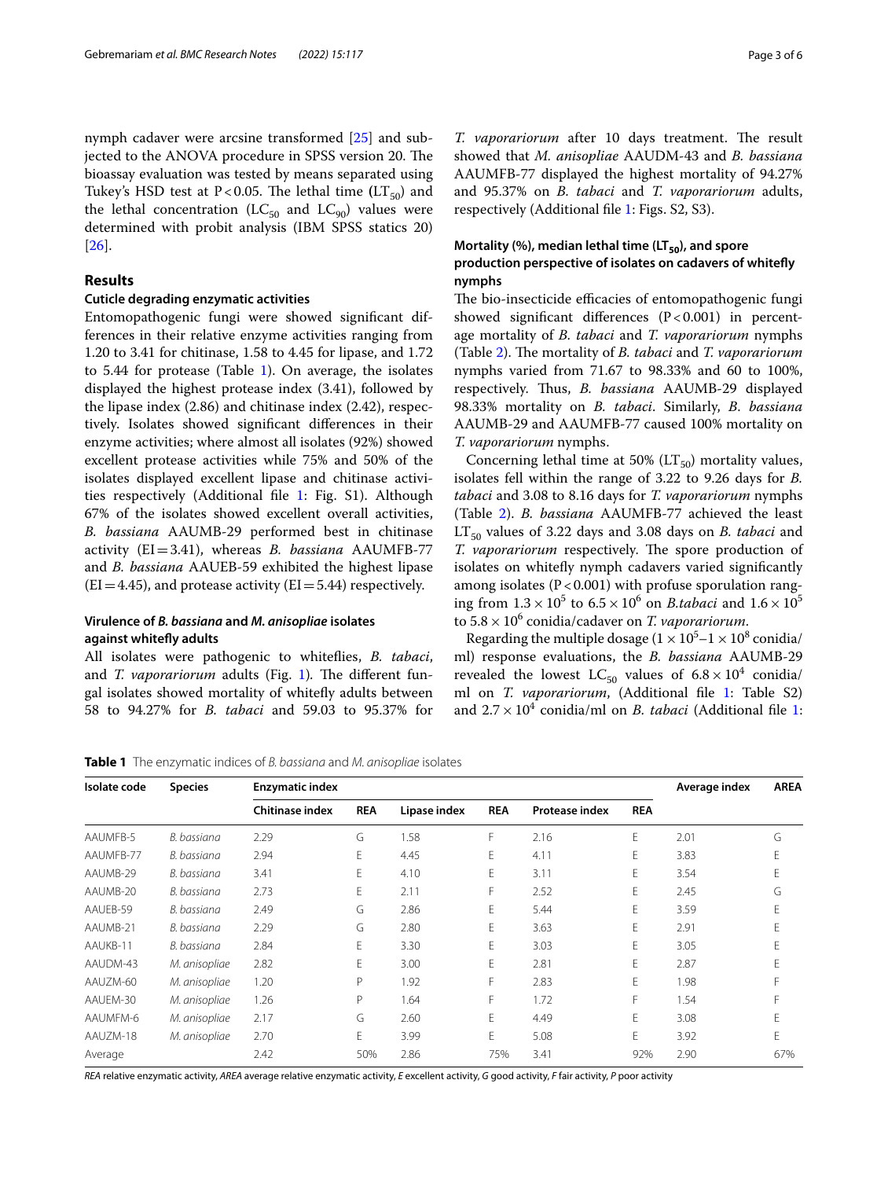nymph cadaver were arcsine transformed [25] and subjected to the ANOVA procedure in SPSS version 20. The bioassay evaluation was tested by means separated using Tukey's HSD test at $P<0.05$. The lethal time ($LT_{50}$) and the lethal concentration ($LC_{50}$ and $LC_{90}$) values were determined with probit analysis (IBM SPSS statics 20) [26].

## Results

### Cuticle degrading enzymatic activities

Entomopathogenic fungi were showed significant differences in their relative enzyme activities ranging from 1.20 to 3.41 for chitinase, 1.58 to 4.45 for lipase, and 1.72 to 5.44 for protease (Table 1). On average, the isolates displayed the highest protease index (3.41), followed by the lipase index (2.86) and chitinase index (2.42), respectively. Isolates showed significant differences in their enzyme activities; where almost all isolates (92%) showed excellent protease activities while 75% and 50% of the isolates displayed excellent lipase and chitinase activities respectively (Additional file 1: Fig. S1). Although 67% of the isolates showed excellent overall activities, *B. bassiana* AAUMB-29 performed best in chitinase activity (EI = 3.41), whereas *B. bassiana* AAUMFB-77 and *B. bassiana* AAUEB-59 exhibited the highest lipase (EI = 4.45), and protease activity (EI = 5.44) respectively.

### Virulence of *B. bassiana* and *M. anisopliae* isolates against whitefly adults

All isolates were pathogenic to whiteflies, *B. tabaci*, and *T. vaporariorum* adults (Fig. 1). The different fungal isolates showed mortality of whitefly adults between 58 to 94.27% for *B. tabaci* and 59.03 to 95.37% for *T. vaporariorum* after 10 days treatment. The result showed that *M. anisopliae* AAUDM-43 and *B. bassiana* AAUMFB-77 displayed the highest mortality of 94.27% and 95.37% on *B. tabaci* and *T. vaporariorum* adults, respectively (Additional file 1: Figs. S2, S3).

### Mortality (%), median lethal time ($LT_{50}$), and spore production perspective of isolates on cadavers of whitefly nymphs

The bio-insecticide efficacies of entomopathogenic fungi showed significant differences ($P<0.001$) in percentage mortality of *B. tabaci* and *T. vaporariorum* nymphs (Table 2). The mortality of *B. tabaci* and *T. vaporariorum* nymphs varied from 71.67 to 98.33% and 60 to 100%, respectively. Thus, *B. bassiana* AAUMB-29 displayed 98.33% mortality on *B. tabaci*. Similarly, *B. bassiana* AAUMB-29 and AAUMFB-77 caused 100% mortality on *T. vaporariorum* nymphs.

Concerning lethal time at 50% ($LT_{50}$) mortality values, isolates fell within the range of 3.22 to 9.26 days for *B. tabaci* and 3.08 to 8.16 days for *T. vaporariorum* nymphs (Table 2). *B. bassiana* AAUMFB-77 achieved the least $LT_{50}$ values of 3.22 days and 3.08 days on *B. tabaci* and *T. vaporariorum* respectively. The spore production of isolates on whitefly nymph cadavers varied significantly among isolates ($P<0.001$) with profuse sporulation ranging from $1.3 \times 10^5$ to $6.5 \times 10^6$ on *B.tabaci* and $1.6 \times 10^5$ to $5.8 \times 10^6$ conidia/cadaver on *T. vaporariorum*.

Regarding the multiple dosage ($1 \times 10^5$–$1 \times 10^8$ conidia/ml) response evaluations, the *B. bassiana* AAUMB-29 revealed the lowest $LC_{50}$ values of $6.8 \times 10^4$ conidia/ml on *T. vaporariorum*, (Additional file 1: Table S2) and $2.7 \times 10^4$ conidia/ml on *B. tabaci* (Additional file 1:

**Table 1** The enzymatic indices of *B. bassiana* and *M. anisopliae* isolates

| Isolate code | Species | Enzymatic index | | | | | | Average index | AREA |
|---|---|---|---|---|---|---|---|---|---|
| | | Chitinase index | REA | Lipase index | REA | Protease index | REA | | |
| AAUMFB-5 | *B. bassiana* | 2.29 | G | 1.58 | F | 2.16 | E | 2.01 | G |
| AAUMFB-77 | *B. bassiana* | 2.94 | E | 4.45 | E | 4.11 | E | 3.83 | E |
| AAUMB-29 | *B. bassiana* | 3.41 | E | 4.10 | E | 3.11 | E | 3.54 | E |
| AAUMB-20 | *B. bassiana* | 2.73 | E | 2.11 | F | 2.52 | E | 2.45 | G |
| AAUEB-59 | *B. bassiana* | 2.49 | G | 2.86 | E | 5.44 | E | 3.59 | E |
| AAUMB-21 | *B. bassiana* | 2.29 | G | 2.80 | E | 3.63 | E | 2.91 | E |
| AAUKB-11 | *B. bassiana* | 2.84 | E | 3.30 | E | 3.03 | E | 3.05 | E |
| AAUDM-43 | *M. anisopliae* | 2.82 | E | 3.00 | E | 2.81 | E | 2.87 | E |
| AAUZM-60 | *M. anisopliae* | 1.20 | P | 1.92 | F | 2.83 | E | 1.98 | F |
| AAUEM-30 | *M. anisopliae* | 1.26 | P | 1.64 | F | 1.72 | F | 1.54 | F |
| AAUMFM-6 | *M. anisopliae* | 2.17 | G | 2.60 | E | 4.49 | E | 3.08 | E |
| AAUZM-18 | *M. anisopliae* | 2.70 | E | 3.99 | E | 5.08 | E | 3.92 | E |
| Average | | 2.42 | 50% | 2.86 | 75% | 3.41 | 92% | 2.90 | 67% |

*REA* relative enzymatic activity, *AREA* average relative enzymatic activity, *E* excellent activity, *G* good activity, *F* fair activity, *P* poor activity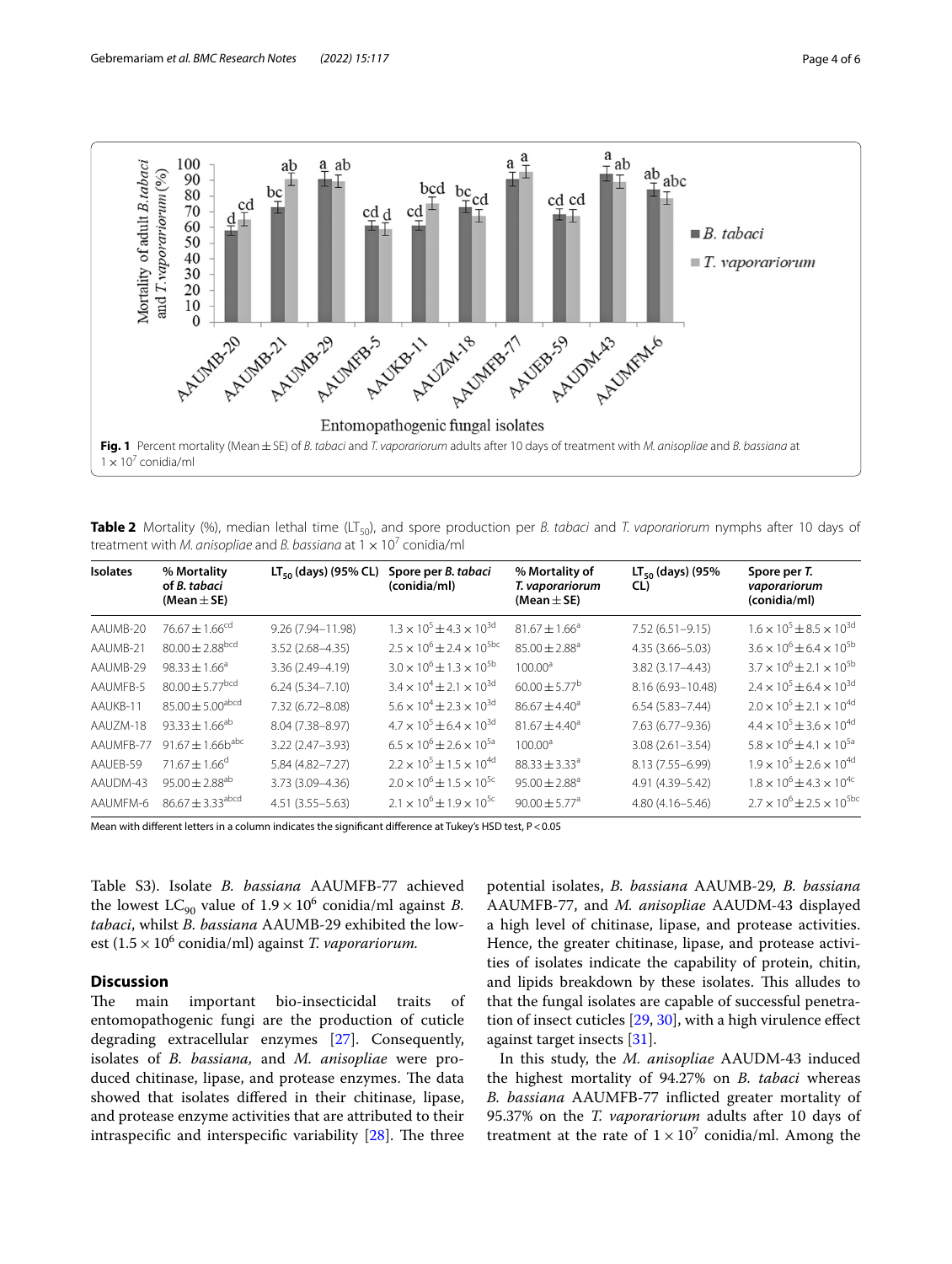**Fig. 1** Percent mortality (Mean ± SE) of *B. tabaci* and *T. vaporariorum* adults after 10 days of treatment with *M. anisopliae* and *B. bassiana* at $1 \times 10^7$ conidia/ml

**Table 2** Mortality (%), median lethal time ($LT_{50}$), and spore production per *B. tabaci* and *T. vaporariorum* nymphs after 10 days of treatment with *M. anisopliae* and *B. bassiana* at $1 \times 10^7$ conidia/ml

| Isolates | % Mortality of *B. tabaci* (Mean ± SE) | $LT_{50}$ (days) (95% CL) | Spore per *B. tabaci* (conidia/ml) | % Mortality of *T. vaporariorum* (Mean ± SE) | $LT_{50}$ (days) (95% CL) | Spore per *T. vaporariorum* (conidia/ml) |
|---|---|---|---|---|---|---|
| AAUMB-20 | $76.67 \pm 1.66^{cd}$ | 9.26 (7.94–11.98) | $1.3 \times 10^5 \pm 4.3 \times 10^{3d}$ | $81.67 \pm 1.66^a$ | 7.52 (6.51–9.15) | $1.6 \times 10^5 \pm 8.5 \times 10^{3d}$ |
| AAUMB-21 | $80.00 \pm 2.88^{bcd}$ | 3.52 (2.68–4.35) | $2.5 \times 10^6 \pm 2.4 \times 10^{5bc}$ | $85.00 \pm 2.88^a$ | 4.35 (3.66–5.03) | $3.6 \times 10^6 \pm 6.4 \times 10^{5b}$ |
| AAUMB-29 | $98.33 \pm 1.66^a$ | 3.36 (2.49–4.19) | $3.0 \times 10^6 \pm 1.3 \times 10^{5b}$ | $100.00^a$ | 3.82 (3.17–4.43) | $3.7 \times 10^6 \pm 2.1 \times 10^{5b}$ |
| AAUMFB-5 | $80.00 \pm 5.77^{bcd}$ | 6.24 (5.34–7.10) | $3.4 \times 10^4 \pm 2.1 \times 10^{3d}$ | $60.00 \pm 5.77^b$ | 8.16 (6.93–10.48) | $2.4 \times 10^5 \pm 6.4 \times 10^{3d}$ |
| AAUKB-11 | $85.00 \pm 5.00^{abcd}$ | 7.32 (6.72–8.08) | $5.6 \times 10^4 \pm 2.3 \times 10^{3d}$ | $86.67 \pm 4.40^a$ | 6.54 (5.83–7.44) | $2.0 \times 10^5 \pm 2.1 \times 10^{4d}$ |
| AAUZM-18 | $93.33 \pm 1.66^{ab}$ | 8.04 (7.38–8.97) | $4.7 \times 10^5 \pm 6.4 \times 10^{3d}$ | $81.67 \pm 4.40^a$ | 7.63 (6.77–9.36) | $4.4 \times 10^5 \pm 3.6 \times 10^{4d}$ |
| AAUMFB-77 | $91.67 \pm 1.66b^{abc}$ | 3.22 (2.47–3.93) | $6.5 \times 10^6 \pm 2.6 \times 10^{5a}$ | $100.00^a$ | 3.08 (2.61–3.54) | $5.8 \times 10^6 \pm 4.1 \times 10^{5a}$ |
| AAUEB-59 | $71.67 \pm 1.66^d$ | 5.84 (4.82–7.27) | $2.2 \times 10^5 \pm 1.5 \times 10^{4d}$ | $88.33 \pm 3.33^a$ | 8.13 (7.55–6.99) | $1.9 \times 10^5 \pm 2.6 \times 10^{4d}$ |
| AAUDM-43 | $95.00 \pm 2.88^{ab}$ | 3.73 (3.09–4.36) | $2.0 \times 10^6 \pm 1.5 \times 10^{5c}$ | $95.00 \pm 2.88^a$ | 4.91 (4.39–5.42) | $1.8 \times 10^6 \pm 4.3 \times 10^{4c}$ |
| AAUMFM-6 | $86.67 \pm 3.33^{abcd}$ | 4.51 (3.55–5.63) | $2.1 \times 10^6 \pm 1.9 \times 10^{5c}$ | $90.00 \pm 5.77^a$ | 4.80 (4.16–5.46) | $2.7 \times 10^6 \pm 2.5 \times 10^{5bc}$ |

Mean with different letters in a column indicates the significant difference at Tukey's HSD test, $P < 0.05$

Table S3). Isolate *B. bassiana* AAUMFB-77 achieved the lowest $LC_{90}$ value of $1.9 \times 10^6$ conidia/ml against *B. tabaci*, whilst *B. bassiana* AAUMB-29 exhibited the lowest ($1.5 \times 10^6$ conidia/ml) against *T. vaporariorum.*

## Discussion

The main important bio-insecticidal traits of entomopathogenic fungi are the production of cuticle degrading extracellular enzymes [27]. Consequently, isolates of *B. bassiana,* and *M. anisopliae* were produced chitinase, lipase, and protease enzymes. The data showed that isolates differed in their chitinase, lipase, and protease enzyme activities that are attributed to their intraspecific and interspecific variability [28]. The three potential isolates, *B. bassiana* AAUMB-29*, B. bassiana* AAUMFB-77, and *M. anisopliae* AAUDM-43 displayed a high level of chitinase, lipase, and protease activities. Hence, the greater chitinase, lipase, and protease activities of isolates indicate the capability of protein, chitin, and lipids breakdown by these isolates. This alludes to that the fungal isolates are capable of successful penetration of insect cuticles [29, 30], with a high virulence effect against target insects [31].

In this study, the *M. anisopliae* AAUDM-43 induced the highest mortality of 94.27% on *B. tabaci* whereas *B. bassiana* AAUMFB-77 inflicted greater mortality of 95.37% on the *T. vaporariorum* adults after 10 days of treatment at the rate of $1 \times 10^7$ conidia/ml. Among the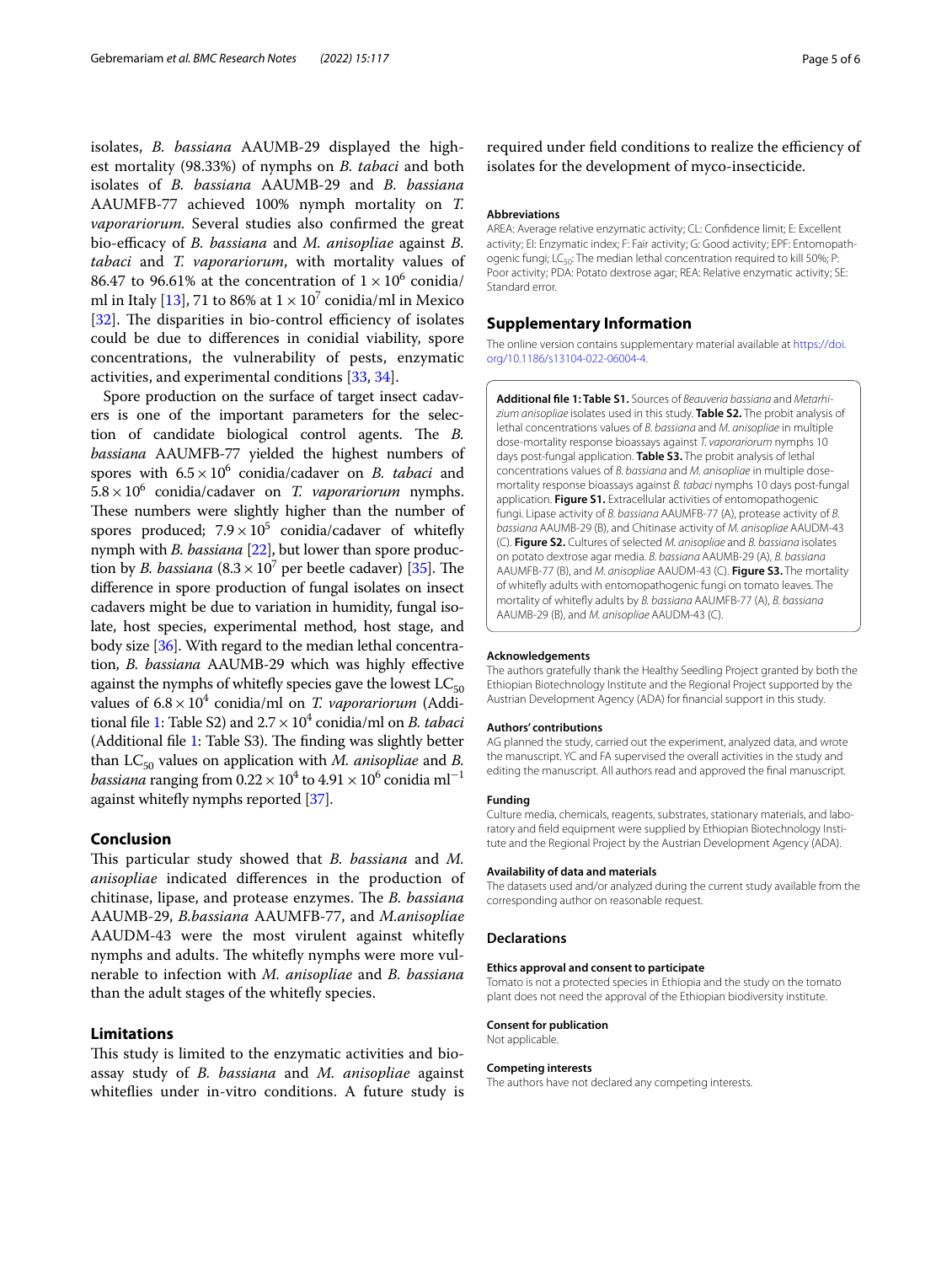isolates, *B. bassiana* AAUMB-29 displayed the highest mortality (98.33%) of nymphs on *B. tabaci* and both isolates of *B. bassiana* AAUMB-29 and *B. bassiana* AAUMFB-77 achieved 100% nymph mortality on *T. vaporariorum.* Several studies also confirmed the great bio-efficacy of *B. bassiana* and *M. anisopliae* against *B. tabaci* and *T. vaporariorum*, with mortality values of 86.47 to 96.61% at the concentration of $1 \times 10^6$ conidia/ml in Italy [13], 71 to 86% at $1 \times 10^7$ conidia/ml in Mexico [32]. The disparities in bio-control efficiency of isolates could be due to differences in conidial viability, spore concentrations, the vulnerability of pests, enzymatic activities, and experimental conditions [33, 34].

Spore production on the surface of target insect cadavers is one of the important parameters for the selection of candidate biological control agents. The *B. bassiana* AAUMFB-77 yielded the highest numbers of spores with $6.5 \times 10^6$ conidia/cadaver on *B. tabaci* and $5.8 \times 10^6$ conidia/cadaver on *T. vaporariorum* nymphs. These numbers were slightly higher than the number of spores produced; $7.9 \times 10^5$ conidia/cadaver of whitefly nymph with *B. bassiana* [22], but lower than spore production by *B. bassiana* ($8.3 \times 10^7$ per beetle cadaver) [35]. The difference in spore production of fungal isolates on insect cadavers might be due to variation in humidity, fungal isolate, host species, experimental method, host stage, and body size [36]. With regard to the median lethal concentration, *B. bassiana* AAUMB-29 which was highly effective against the nymphs of whitefly species gave the lowest $LC_{50}$ values of $6.8 \times 10^4$ conidia/ml on *T. vaporariorum* (Additional file 1: Table S2) and $2.7 \times 10^4$ conidia/ml on *B. tabaci* (Additional file 1: Table S3). The finding was slightly better than $LC_{50}$ values on application with *M. anisopliae* and *B. bassiana* ranging from $0.22 \times 10^4$ to $4.91 \times 10^6$ conidia $ml^{-1}$ against whitefly nymphs reported [37].

## Conclusion

This particular study showed that *B. bassiana* and *M. anisopliae* indicated differences in the production of chitinase, lipase, and protease enzymes. The *B. bassiana* AAUMB-29, *B.bassiana* AAUMFB-77, and *M.anisopliae* AAUDM-43 were the most virulent against whitefly nymphs and adults. The whitefly nymphs were more vulnerable to infection with *M. anisopliae* and *B. bassiana* than the adult stages of the whitefly species.

## Limitations

This study is limited to the enzymatic activities and bioassay study of *B. bassiana* and *M. anisopliae* against whiteflies under in-vitro conditions. A future study is required under field conditions to realize the efficiency of isolates for the development of myco-insecticide.

#### Abbreviations

AREA: Average relative enzymatic activity; CL: Confidence limit; E: Excellent activity; EI: Enzymatic index; F: Fair activity; G: Good activity; EPF: Entomopathogenic fungi; $LC_{50}$: The median lethal concentration required to kill 50%; P: Poor activity; PDA: Potato dextrose agar; REA: Relative enzymatic activity; SE: Standard error.

## Supplementary Information

The online version contains supplementary material available at https://doi.org/10.1186/s13104-022-06004-4.

**Additional file 1: Table S1.** Sources of *Beauveria bassiana* and *Metarhizium anisopliae* isolates used in this study. **Table S2.** The probit analysis of lethal concentrations values of *B. bassiana* and *M. anisopliae* in multiple dose-mortality response bioassays against *T. vaporariorum* nymphs 10 days post-fungal application. **Table S3.** The probit analysis of lethal concentrations values of *B. bassiana* and *M. anisopliae* in multiple dose-mortality response bioassays against *B. tabaci* nymphs 10 days post-fungal application. **Figure S1.** Extracellular activities of entomopathogenic fungi. Lipase activity of *B. bassiana* AAUMFB-77 (A), protease activity of *B. bassiana* AAUMB-29 (B), and Chitinase activity of *M. anisopliae* AAUDM-43 (C). **Figure S2.** Cultures of selected *M. anisopliae* and *B. bassiana* isolates on potato dextrose agar media. *B. bassiana* AAUMB-29 (A), *B. bassiana* AAUMFB-77 (B), and *M. anisopliae* AAUDM-43 (C). **Figure S3.** The mortality of whitefly adults with entomopathogenic fungi on tomato leaves. The mortality of whitefly adults by *B. bassiana* AAUMFB-77 (A), *B. bassiana* AAUMB-29 (B), and *M. anisopliae* AAUDM-43 (C).

#### Acknowledgements

The authors gratefully thank the Healthy Seedling Project granted by both the Ethiopian Biotechnology Institute and the Regional Project supported by the Austrian Development Agency (ADA) for financial support in this study.

#### Authors' contributions

AG planned the study, carried out the experiment, analyzed data, and wrote the manuscript. YC and FA supervised the overall activities in the study and editing the manuscript. All authors read and approved the final manuscript.

#### Funding

Culture media, chemicals, reagents, substrates, stationary materials, and laboratory and field equipment were supplied by Ethiopian Biotechnology Institute and the Regional Project by the Austrian Development Agency (ADA).

#### Availability of data and materials

The datasets used and/or analyzed during the current study available from the corresponding author on reasonable request.

### Declarations

#### Ethics approval and consent to participate

Tomato is not a protected species in Ethiopia and the study on the tomato plant does not need the approval of the Ethiopian biodiversity institute.

#### Consent for publication

Not applicable.

#### Competing interests

The authors have not declared any competing interests.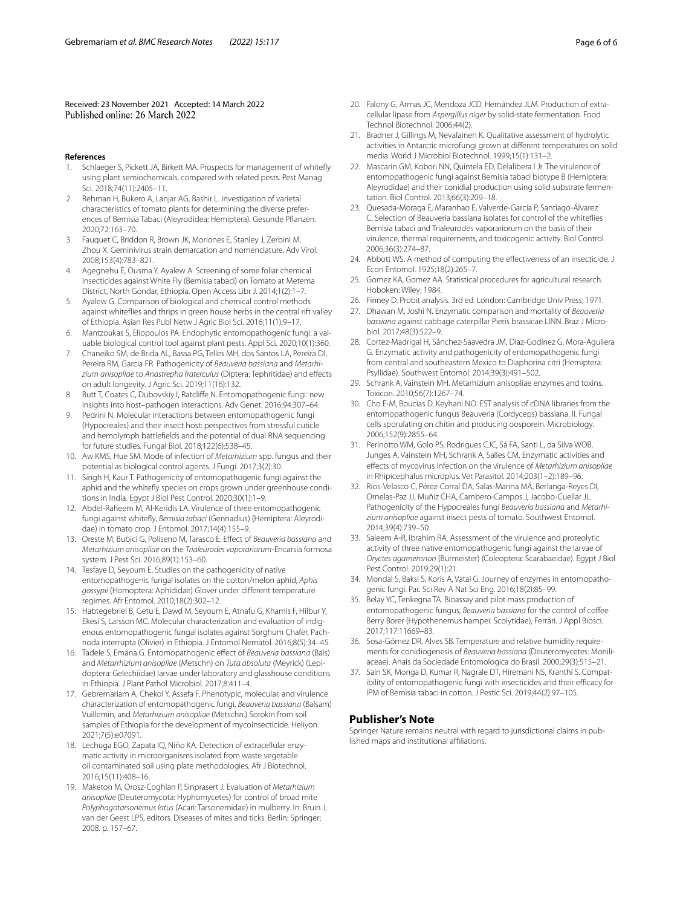Received: 23 November 2021 Accepted: 14 March 2022
Published online: 26 March 2022

**References**

1. Schlaeger S, Pickett JA, Birkett MA. Prospects for management of whitefly using plant semiochemicals, compared with related pests. Pest Manag Sci. 2018;74(11):2405–11.
2. Rehman H, Bukero A, Lanjar AG, Bashir L. Investigation of varietal characteristics of tomato plants for determining the diverse preferences of Bemisia Tabaci (Aleyrodidea: Hemiptera). Gesunde Pflanzen. 2020;72:163–70.
3. Fauquet C, Briddon R, Brown JK, Moriones E, Stanley J, Zerbini M, Zhou X. Geminivirus strain demarcation and nomenclature. Adv Virol. 2008;153(4):783–821.
4. Agegnehu E, Ousma Y, Ayalew A. Screening of some foliar chemical insecticides against White Fly (Bemisia tabaci) on Tomato at Metema District, North Gondar, Ethiopia. Open Access Libr J. 2014;1(2):1–7.
5. Ayalew G. Comparison of biological and chemical control methods against whiteflies and thrips in green house herbs in the central rift valley of Ethiopia. Asian Res Publ Netw J Agric Biol Sci. 2016;11(1):9–17.
6. Mantzoukas S, Eliopoulos PA. Endophytic entomopathogenic fungi: a valuable biological control tool against plant pests. Appl Sci. 2020;10(1):360.
7. Chaneiko SM, de Brida AL, Bassa PG, Telles MH, dos Santos LA, Pereira DI, Pereira RM, Garcia FR. Pathogenicity of *Beauveria bassiana* and *Metarhizium anisopliae* to *Anastrepha fraterculus* (Diptera: Tephritidae) and effects on adult longevity. J Agric Sci. 2019;11(16):132.
8. Butt T, Coates C, Dubovskiy I, Ratcliffe N. Entomopathogenic fungi: new insights into host–pathogen interactions. Adv Genet. 2016;94:307–64.
9. Pedrini N. Molecular interactions between entomopathogenic fungi (Hypocreales) and their insect host: perspectives from stressful cuticle and hemolymph battlefields and the potential of dual RNA sequencing for future studies. Fungal Biol. 2018;122(6):538–45.
10. Aw KMS, Hue SM. Mode of infection of *Metarhizium* spp. fungus and their potential as biological control agents. J Fungi. 2017;3(2):30.
11. Singh H, Kaur T. Pathogenicity of entomopathogenic fungi against the aphid and the whitefly species on crops grown under greenhouse conditions in India. Egypt J Biol Pest Control. 2020;30(1):1–9.
12. Abdel-Raheem M, Al-Keridis LA. Virulence of three entomopathogenic fungi against whitefly, *Bemisia tabaci* (Gennadius) (Hemiptera: Aleyrodidae) in tomato crop. J Entomol. 2017;14(4):155–9.
13. Oreste M, Bubici G, Poliseno M, Tarasco E. Effect of *Beauveria bassiana* and *Metarhizium anisopliae* on the *Trialeurodes vaporariorum*-Encarsia formosa system. J Pest Sci. 2016;89(1):153–60.
14. Tesfaye D, Seyoum E. Studies on the pathogenicity of native entomopathogenic fungal isolates on the cotton/melon aphid, *Aphis gossypii* (Homoptera: Aphididae) Glover under different temperature regimes. Afr Entomol. 2010;18(2):302–12.
15. Habtegebriel B, Getu E, Dawd M, Seyoum E, Atnafu G, Khamis F, Hilbur Y, Ekesi S, Larsson MC. Molecular characterization and evaluation of indigenous entomopathogenic fungal isolates against Sorghum Chafer, Pachnoda interrupta (Olivier) in Ethiopia. J Entomol Nematol. 2016;8(5):34–45.
16. Tadele S, Emana G. Entomopathogenic effect of *Beauveria bassiana* (Bals) and *Metarrhizium anisopliae* (Metschn) on *Tuta absoluta* (Meyrick) (Lepidoptera: Gelechiidae) larvae under laboratory and glasshouse conditions in Ethiopia. J Plant Pathol Microbiol. 2017;8:411–4.
17. Gebremariam A, Chekol Y, Assefa F. Phenotypic, molecular, and virulence characterization of entomopathogenic fungi, *Beauveria bassiana* (Balsam) Vuillemin, and *Metarhizium anisopliae* (Metschn.) Sorokin from soil samples of Ethiopia for the development of mycoinsecticide. Heliyon. 2021;7(5):e07091.
18. Lechuga EGO, Zapata IQ, Niño KA. Detection of extracellular enzymatic activity in microorganisms isolated from waste vegetable oil contaminated soil using plate methodologies. Afr J Biotechnol. 2016;15(11):408–16.
19. Maketon M, Orosz-Coghlan P, Sinprasert J. Evaluation of *Metarhizium anisopliae* (Deuteromycota: Hyphomycetes) for control of broad mite *Polyphagotarsonemus latus* (Acari: Tarsonemidae) in mulberry. In: Bruin J, van der Geest LPS, editors. Diseases of mites and ticks. Berlin: Springer; 2008. p. 157–67.
20. Falony G, Armas JC, Mendoza JCD, Hernández JLM. Production of extracellular lipase from *Aspergillus niger* by solid-state fermentation. Food Technol Biotechnol. 2006;44(2).
21. Bradner J, Gillings M, Nevalainen K. Qualitative assessment of hydrolytic activities in Antarctic microfungi grown at different temperatures on solid media. World J Microbiol Biotechnol. 1999;15(1):131–2.
22. Mascarin GM, Kobori NN, Quintela ED, Delalibera I Jr. The virulence of entomopathogenic fungi against Bemisia tabaci biotype B (Hemiptera: Aleyrodidae) and their conidial production using solid substrate fermentation. Biol Control. 2013;66(3):209–18.
23. Quesada-Moraga E, Maranhao E, Valverde-García P, Santiago-Álvarez C. Selection of Beauveria bassiana isolates for control of the whiteflies Bemisia tabaci and Trialeurodes vaporariorum on the basis of their virulence, thermal requirements, and toxicogenic activity. Biol Control. 2006;36(3):274–87.
24. Abbott WS. A method of computing the effectiveness of an insecticide. J Econ Entomol. 1925;18(2):265–7.
25. Gomez KA, Gomez AA. Statistical procedures for agricultural research. Hoboken: Wiley; 1984.
26. Finney D. Probit analysis. 3rd ed. London: Cambridge Univ Press; 1971.
27. Dhawan M, Joshi N. Enzymatic comparison and mortality of *Beauveria bassiana* against cabbage caterpillar Pieris brassicae LINN. Braz J Microbiol. 2017;48(3):522–9.
28. Cortez-Madrigal H, Sánchez-Saavedra JM, Díaz-Godínez G, Mora-Aguilera G. Enzymatic activity and pathogenicity of entomopathogenic fungi from central and southeastern Mexico to Diaphorina citri (Hemiptera: Psyllidae). Southwest Entomol. 2014;39(3):491–502.
29. Schrank A, Vainstein MH. Metarhizium anisopliae enzymes and toxins. Toxicon. 2010;56(7):1267–74.
30. Cho E-M, Boucias D, Keyhani NO. EST analysis of cDNA libraries from the entomopathogenic fungus Beauveria (Cordyceps) bassiana. II. Fungal cells sporulating on chitin and producing oosporein. Microbiology. 2006;152(9):2855–64.
31. Perinotto WM, Golo PS, Rodrigues CJC, Sá FA, Santi L, da Silva WOB, Junges A, Vainstein MH, Schrank A, Salles CM. Enzymatic activities and effects of mycovirus infection on the virulence of *Metarhizium anisopliae* in Rhipicephalus microplus. Vet Parasitol. 2014;203(1–2):189–96.
32. Rios-Velasco C, Pérez-Corral DA, Salas-Marina MÁ, Berlanga-Reyes DI, Ornelas-Paz JJ, Muñiz CHA, Cambero-Campos J, Jacobo-Cuellar JL. Pathogenicity of the Hypocreales fungi *Beauveria bassiana* and *Metarhizium anisopliae* against insect pests of tomato. Southwest Entomol. 2014;39(4):739–50.
33. Saleem A-R, Ibrahim RA. Assessment of the virulence and proteolytic activity of three native entomopathogenic fungi against the larvae of *Oryctes agamemnon* (Burmeister) (Coleoptera: Scarabaeidae). Egypt J Biol Pest Control. 2019;29(1):21.
34. Mondal S, Baksi S, Koris A, Vatai G. Journey of enzymes in entomopathogenic fungi. Pac Sci Rev A Nat Sci Eng. 2016;18(2):85–99.
35. Belay YC, Tenkegna TA. Bioassay and pilot mass production of entomopathogenic fungus, *Beauveria bassiana* for the control of coffee Berry Borer (Hypothenemus hampei: Scolytidae), Ferrari. J Appl Biosci. 2017;117:11669–83.
36. Sosa-Gómez DR, Alves SB. Temperature and relative humidity requirements for conidiogenesis of *Beauveria bassiana* (Deuteromycetes: Moniliaceae). Anais da Sociedade Entomologica do Brasil. 2000;29(3):515–21.
37. Sain SK, Monga D, Kumar R, Nagrale DT, Hiremani NS, Kranthi S. Compatibility of entomopathogenic fungi with insecticides and their efficacy for IPM of Bemisia tabaci in cotton. J Pestic Sci. 2019;44(2):97–105.

## Publisher's Note

Springer Nature remains neutral with regard to jurisdictional claims in published maps and institutional affiliations.